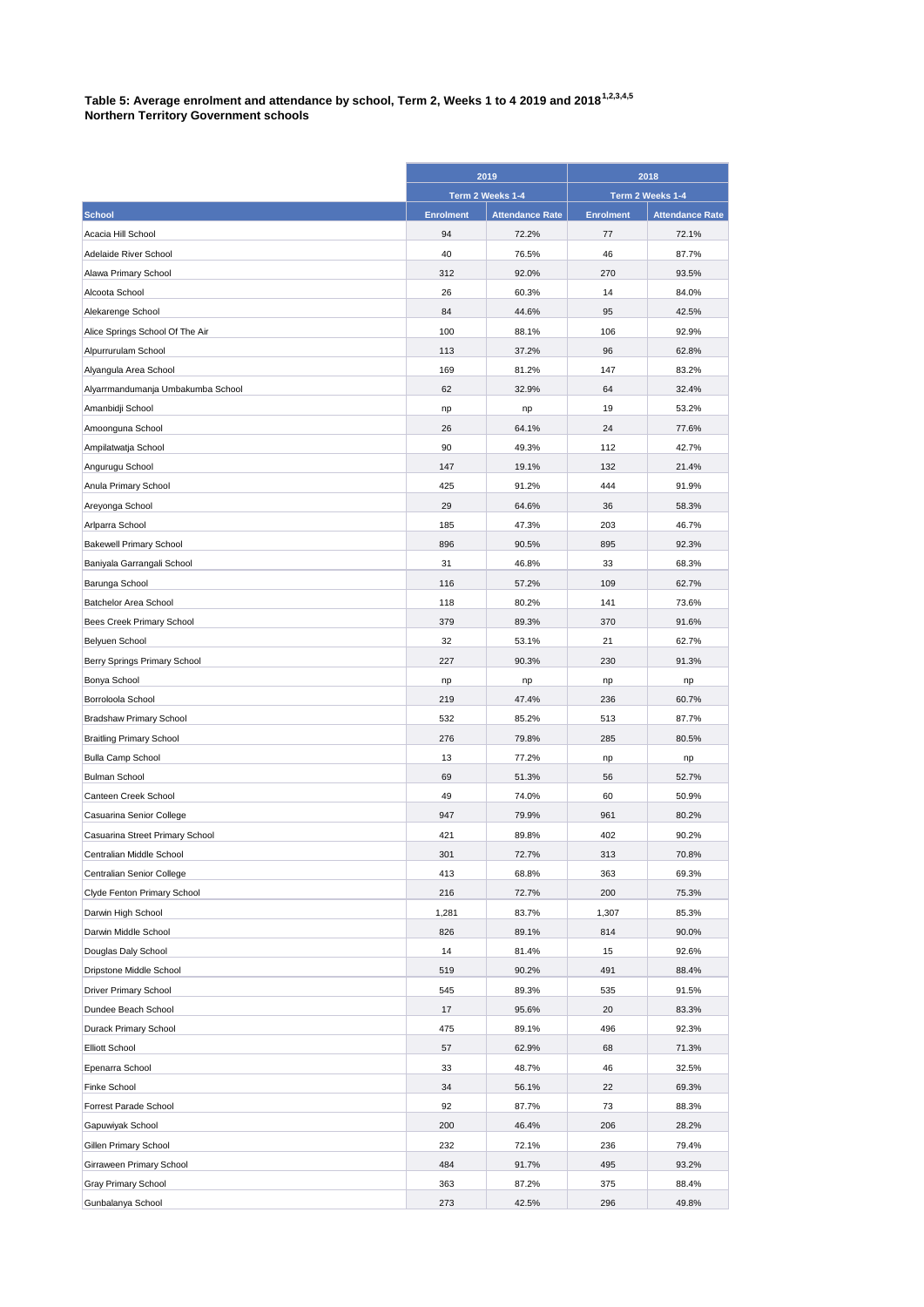**Table 5: Average enrolment and attendance by school, Term 2, Weeks 1 to 4 2019 and 2018[1,2,3,4,5]**
**Northern Territory Government schools**

| | 2019 | | 2018 | |
|---|---|---|---|---|
| | Term 2 Weeks 1-4 | | Term 2 Weeks 1-4 | |
| School | Enrolment | Attendance Rate | Enrolment | Attendance Rate |
| Acacia Hill School | 94 | 72.2% | 77 | 72.1% |
| Adelaide River School | 40 | 76.5% | 46 | 87.7% |
| Alawa Primary School | 312 | 92.0% | 270 | 93.5% |
| Alcoota School | 26 | 60.3% | 14 | 84.0% |
| Alekarenge School | 84 | 44.6% | 95 | 42.5% |
| Alice Springs School Of The Air | 100 | 88.1% | 106 | 92.9% |
| Alpurrurulam School | 113 | 37.2% | 96 | 62.8% |
| Alyangula Area School | 169 | 81.2% | 147 | 83.2% |
| Alyarrmandumanja Umbakumba School | 62 | 32.9% | 64 | 32.4% |
| Amanbidji School | np | np | 19 | 53.2% |
| Amoonguna School | 26 | 64.1% | 24 | 77.6% |
| Ampilatwatja School | 90 | 49.3% | 112 | 42.7% |
| Angurugu School | 147 | 19.1% | 132 | 21.4% |
| Anula Primary School | 425 | 91.2% | 444 | 91.9% |
| Areyonga School | 29 | 64.6% | 36 | 58.3% |
| Arlparra School | 185 | 47.3% | 203 | 46.7% |
| Bakewell Primary School | 896 | 90.5% | 895 | 92.3% |
| Baniyala Garrangali School | 31 | 46.8% | 33 | 68.3% |
| Barunga School | 116 | 57.2% | 109 | 62.7% |
| Batchelor Area School | 118 | 80.2% | 141 | 73.6% |
| Bees Creek Primary School | 379 | 89.3% | 370 | 91.6% |
| Belyuen School | 32 | 53.1% | 21 | 62.7% |
| Berry Springs Primary School | 227 | 90.3% | 230 | 91.3% |
| Bonya School | np | np | np | np |
| Borroloola School | 219 | 47.4% | 236 | 60.7% |
| Bradshaw Primary School | 532 | 85.2% | 513 | 87.7% |
| Braitling Primary School | 276 | 79.8% | 285 | 80.5% |
| Bulla Camp School | 13 | 77.2% | np | np |
| Bulman School | 69 | 51.3% | 56 | 52.7% |
| Canteen Creek School | 49 | 74.0% | 60 | 50.9% |
| Casuarina Senior College | 947 | 79.9% | 961 | 80.2% |
| Casuarina Street Primary School | 421 | 89.8% | 402 | 90.2% |
| Centralian Middle School | 301 | 72.7% | 313 | 70.8% |
| Centralian Senior College | 413 | 68.8% | 363 | 69.3% |
| Clyde Fenton Primary School | 216 | 72.7% | 200 | 75.3% |
| Darwin High School | 1,281 | 83.7% | 1,307 | 85.3% |
| Darwin Middle School | 826 | 89.1% | 814 | 90.0% |
| Douglas Daly School | 14 | 81.4% | 15 | 92.6% |
| Dripstone Middle School | 519 | 90.2% | 491 | 88.4% |
| Driver Primary School | 545 | 89.3% | 535 | 91.5% |
| Dundee Beach School | 17 | 95.6% | 20 | 83.3% |
| Durack Primary School | 475 | 89.1% | 496 | 92.3% |
| Elliott School | 57 | 62.9% | 68 | 71.3% |
| Epenarra School | 33 | 48.7% | 46 | 32.5% |
| Finke School | 34 | 56.1% | 22 | 69.3% |
| Forrest Parade School | 92 | 87.7% | 73 | 88.3% |
| Gapuwiyak School | 200 | 46.4% | 206 | 28.2% |
| Gillen Primary School | 232 | 72.1% | 236 | 79.4% |
| Girraween Primary School | 484 | 91.7% | 495 | 93.2% |
| Gray Primary School | 363 | 87.2% | 375 | 88.4% |
| Gunbalanya School | 273 | 42.5% | 296 | 49.8% |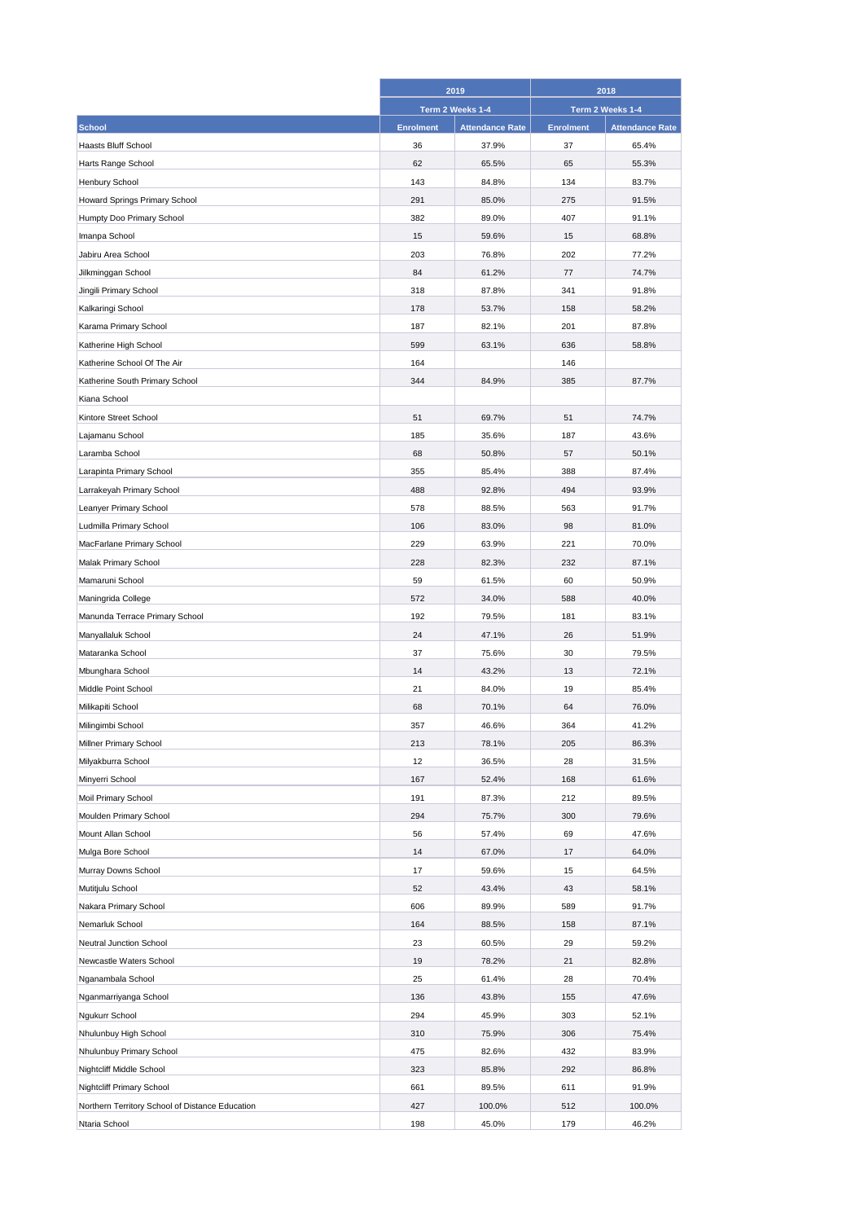| School | 2019 | | 2018 | |
|---|---|---|---|---|
| | Term 2 Weeks 1-4 | | Term 2 Weeks 1-4 | |
| | Enrolment | Attendance Rate | Enrolment | Attendance Rate |
| Haasts Bluff School | 36 | 37.9% | 37 | 65.4% |
| Harts Range School | 62 | 65.5% | 65 | 55.3% |
| Henbury School | 143 | 84.8% | 134 | 83.7% |
| Howard Springs Primary School | 291 | 85.0% | 275 | 91.5% |
| Humpty Doo Primary School | 382 | 89.0% | 407 | 91.1% |
| Imanpa School | 15 | 59.6% | 15 | 68.8% |
| Jabiru Area School | 203 | 76.8% | 202 | 77.2% |
| Jilkminggan School | 84 | 61.2% | 77 | 74.7% |
| Jingili Primary School | 318 | 87.8% | 341 | 91.8% |
| Kalkaringi School | 178 | 53.7% | 158 | 58.2% |
| Karama Primary School | 187 | 82.1% | 201 | 87.8% |
| Katherine High School | 599 | 63.1% | 636 | 58.8% |
| Katherine School Of The Air | 164 | | 146 | |
| Katherine South Primary School | 344 | 84.9% | 385 | 87.7% |
| Kiana School | | | | |
| Kintore Street School | 51 | 69.7% | 51 | 74.7% |
| Lajamanu School | 185 | 35.6% | 187 | 43.6% |
| Laramba School | 68 | 50.8% | 57 | 50.1% |
| Larapinta Primary School | 355 | 85.4% | 388 | 87.4% |
| Larrakeyah Primary School | 488 | 92.8% | 494 | 93.9% |
| Leanyer Primary School | 578 | 88.5% | 563 | 91.7% |
| Ludmilla Primary School | 106 | 83.0% | 98 | 81.0% |
| MacFarlane Primary School | 229 | 63.9% | 221 | 70.0% |
| Malak Primary School | 228 | 82.3% | 232 | 87.1% |
| Mamaruni School | 59 | 61.5% | 60 | 50.9% |
| Maningrida College | 572 | 34.0% | 588 | 40.0% |
| Manunda Terrace Primary School | 192 | 79.5% | 181 | 83.1% |
| Manyallaluk School | 24 | 47.1% | 26 | 51.9% |
| Mataranka School | 37 | 75.6% | 30 | 79.5% |
| Mbunghara School | 14 | 43.2% | 13 | 72.1% |
| Middle Point School | 21 | 84.0% | 19 | 85.4% |
| Milikapiti School | 68 | 70.1% | 64 | 76.0% |
| Milingimbi School | 357 | 46.6% | 364 | 41.2% |
| Millner Primary School | 213 | 78.1% | 205 | 86.3% |
| Milyakburra School | 12 | 36.5% | 28 | 31.5% |
| Minyerri School | 167 | 52.4% | 168 | 61.6% |
| Moil Primary School | 191 | 87.3% | 212 | 89.5% |
| Moulden Primary School | 294 | 75.7% | 300 | 79.6% |
| Mount Allan School | 56 | 57.4% | 69 | 47.6% |
| Mulga Bore School | 14 | 67.0% | 17 | 64.0% |
| Murray Downs School | 17 | 59.6% | 15 | 64.5% |
| Mutitjulu School | 52 | 43.4% | 43 | 58.1% |
| Nakara Primary School | 606 | 89.9% | 589 | 91.7% |
| Nemarluk School | 164 | 88.5% | 158 | 87.1% |
| Neutral Junction School | 23 | 60.5% | 29 | 59.2% |
| Newcastle Waters School | 19 | 78.2% | 21 | 82.8% |
| Nganambala School | 25 | 61.4% | 28 | 70.4% |
| Nganmarriyanga School | 136 | 43.8% | 155 | 47.6% |
| Ngukurr School | 294 | 45.9% | 303 | 52.1% |
| Nhulunbuy High School | 310 | 75.9% | 306 | 75.4% |
| Nhulunbuy Primary School | 475 | 82.6% | 432 | 83.9% |
| Nightcliff Middle School | 323 | 85.8% | 292 | 86.8% |
| Nightcliff Primary School | 661 | 89.5% | 611 | 91.9% |
| Northern Territory School of Distance Education | 427 | 100.0% | 512 | 100.0% |
| Ntaria School | 198 | 45.0% | 179 | 46.2% |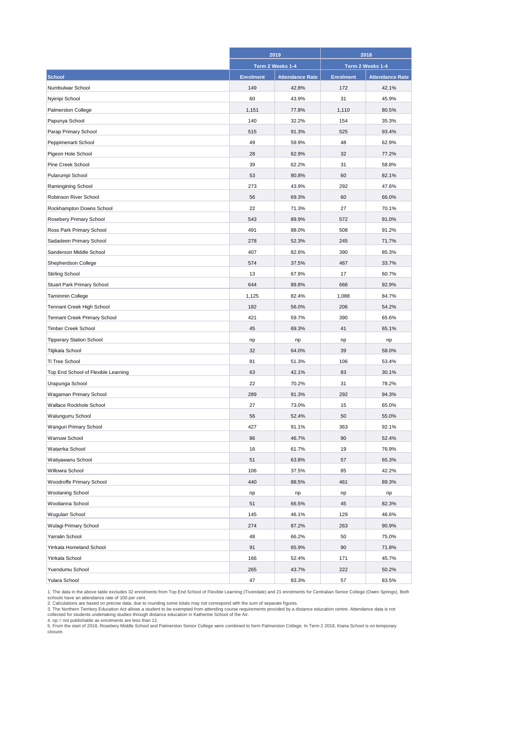| School | 2019 Term 2 Weeks 1-4 | | 2018 Term 2 Weeks 1-4 | |
|---|---|---|---|---|
| | Enrolment | Attendance Rate | Enrolment | Attendance Rate |
| Numbulwar School | 149 | 42.8% | 172 | 42.1% |
| Nyirripi School | 60 | 43.9% | 31 | 45.9% |
| Palmerston College | 1,151 | 77.8% | 1,110 | 80.5% |
| Papunya School | 140 | 32.2% | 154 | 35.3% |
| Parap Primary School | 515 | 91.3% | 525 | 93.4% |
| Peppimenarti School | 49 | 59.9% | 48 | 62.9% |
| Pigeon Hole School | 28 | 62.9% | 32 | 77.2% |
| Pine Creek School | 39 | 62.2% | 31 | 58.8% |
| Pularumpi School | 53 | 80.8% | 60 | 82.1% |
| Ramingining School | 273 | 43.9% | 292 | 47.6% |
| Robinson River School | 56 | 69.3% | 60 | 66.0% |
| Rockhampton Downs School | 22 | 71.3% | 27 | 70.1% |
| Rosebery Primary School | 543 | 89.9% | 572 | 91.0% |
| Ross Park Primary School | 491 | 88.0% | 508 | 91.2% |
| Sadadeen Primary School | 278 | 52.3% | 245 | 71.7% |
| Sanderson Middle School | 407 | 82.6% | 390 | 85.3% |
| Shepherdson College | 574 | 37.5% | 467 | 33.7% |
| Stirling School | 13 | 67.9% | 17 | 60.7% |
| Stuart Park Primary School | 644 | 89.8% | 666 | 92.9% |
| Taminmin College | 1,125 | 82.4% | 1,088 | 84.7% |
| Tennant Creek High School | 182 | 56.0% | 206 | 54.2% |
| Tennant Creek Primary School | 421 | 59.7% | 390 | 65.6% |
| Timber Creek School | 45 | 69.3% | 41 | 65.1% |
| Tipperary Station School | np | np | np | np |
| Titjikala School | 32 | 64.0% | 39 | 58.0% |
| Ti Tree School | 81 | 51.3% | 106 | 53.4% |
| Top End School of Flexible Learning | 63 | 42.1% | 83 | 30.1% |
| Urapunga School | 22 | 70.2% | 31 | 78.2% |
| Wagaman Primary School | 289 | 91.3% | 292 | 94.3% |
| Wallace Rockhole School | 27 | 73.0% | 15 | 65.0% |
| Walungurru School | 56 | 52.4% | 50 | 55.0% |
| Wanguri Primary School | 427 | 91.1% | 363 | 92.1% |
| Warruwi School | 86 | 46.7% | 90 | 52.4% |
| Watarrka School | 16 | 61.7% | 19 | 76.9% |
| Watiyawanu School | 51 | 63.8% | 57 | 65.3% |
| Willowra School | 106 | 37.5% | 85 | 42.2% |
| Woodroffe Primary School | 440 | 88.5% | 461 | 89.3% |
| Woolaning School | np | np | np | np |
| Woolianna School | 51 | 66.5% | 45 | 82.3% |
| Wugularr School | 145 | 46.1% | 129 | 46.6% |
| Wulagi Primary School | 274 | 87.2% | 263 | 90.9% |
| Yarralin School | 48 | 66.2% | 50 | 75.0% |
| Yirrkala Homeland School | 91 | 65.9% | 90 | 71.8% |
| Yirrkala School | 166 | 52.4% | 171 | 45.7% |
| Yuendumu School | 265 | 43.7% | 222 | 50.2% |
| Yulara School | 47 | 83.3% | 57 | 83.5% |

1. The data in the above table excludes 32 enrolments from Top End School of Flexible Learning (Tivendale) and 21 enrolments for Centralian Senior College (Owen Springs). Both schools have an attendance rate of 100 per cent.
2. Calculations are based on precise data, due to rounding some totals may not correspond with the sum of separate figures.
3. The Northern Territory Education Act allows a student to be exempted from attending course requirements provided by a distance education centre. Attendance data is not collected for students undertaking studies through distance education in Katherine School of the Air.
4. np = not publishable as enrolments are less than 12.
5. From the start of 2018, Rosebery Middle School and Palmerston Senior College were combined to form Palmerston College. In Term 2 2018, Kiana School is on temporary closure.